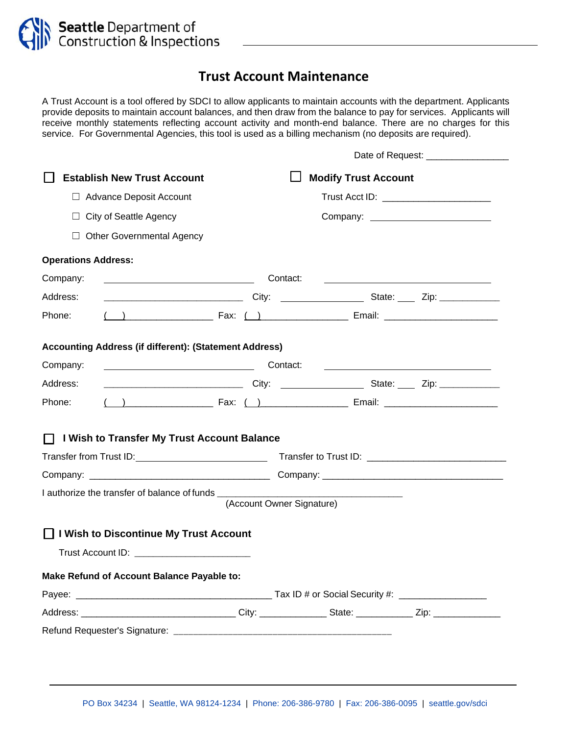Seattle Department of Construction & Inspections

# Trust Account Maintenance

A Trust Account is a tool offered by SDCI to allow applicants to maintain accounts with the department. Applicants provide deposits to maintain account balances, and then draw from the balance to pay for services. Applicants will receive monthly statements reflecting account activity and month-end balance. There are no charges for this service. For Governmental Agencies, this tool is used as a billing mechanism (no deposits are required).

Date of Request: ________________

☐ **Establish New Trust Account**

- ☐ Advance Deposit Account
- ☐ City of Seattle Agency
- ☐ Other Governmental Agency

☐ **Modify Trust Account**

Trust Acct ID: ______________________

Company: ______________________

**Operations Address:**

Company: ______________________ Contact: ______________________

Address: ______________________ City: ______________ State: ____ Zip: ____________

Phone: (  ) ________________ Fax: (  ) ________________ Email: ______________________

**Accounting Address (if different): (Statement Address)**

Company: ______________________ Contact: ______________________

Address: ______________________ City: ______________ State: ____ Zip: ____________

Phone: (  ) ________________ Fax: (  ) ________________ Email: ______________________

☐ **I Wish to Transfer My Trust Account Balance**

Transfer from Trust ID: ______________________ Transfer to Trust ID: ______________________

Company: ______________________ Company: ______________________

I authorize the transfer of balance of funds ______________________________________
(Account Owner Signature)

☐ **I Wish to Discontinue My Trust Account**

Trust Account ID: ______________________

**Make Refund of Account Balance Payable to:**

Payee: ______________________________________ Tax ID # or Social Security #: ________________

Address: ______________________________ City: _____________ State: ___________ Zip: _____________

Refund Requester's Signature: __________________________________________

PO Box 34234 | Seattle, WA 98124-1234 | Phone: 206-386-9780 | Fax: 206-386-0095 | seattle.gov/sdci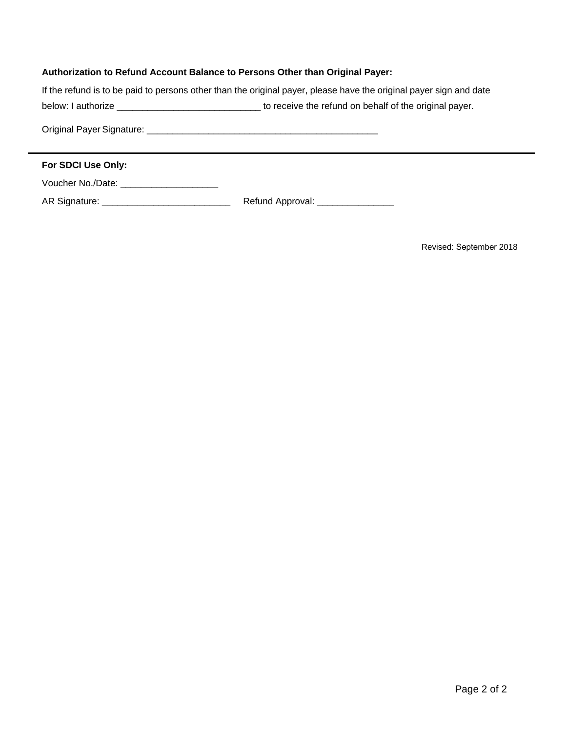**Authorization to Refund Account Balance to Persons Other than Original Payer:**

If the refund is to be paid to persons other than the original payer, please have the original payer sign and date below: I authorize ____________________________ to receive the refund on behalf of the original payer.

Original Payer Signature: _______________________________________________

---

**For SDCI Use Only:**

Voucher No./Date: ___________________

AR Signature: _________________________ Refund Approval: _______________

Revised: September 2018